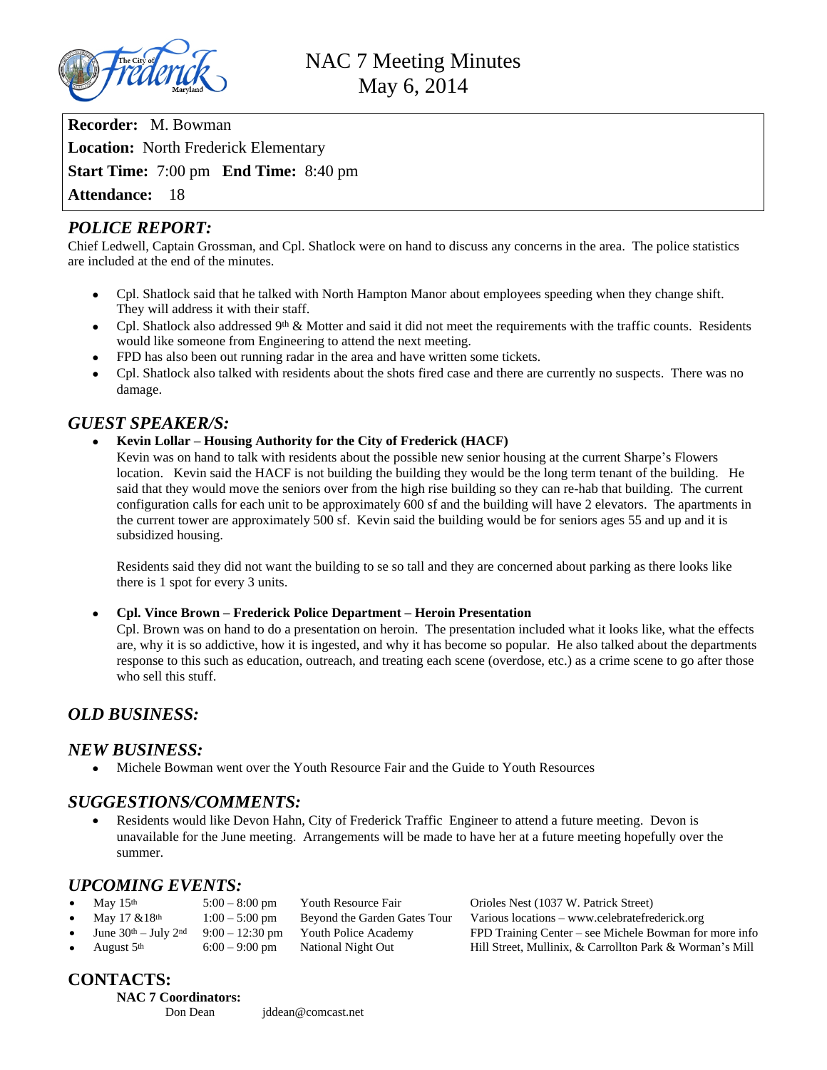# NAC 7 Meeting Minutes
May 6, 2014

**Recorder:** M. Bowman
**Location:** North Frederick Elementary
**Start Time:** 7:00 pm **End Time:** 8:40 pm
**Attendance:** 18

## *POLICE REPORT:*

Chief Ledwell, Captain Grossman, and Cpl. Shatlock were on hand to discuss any concerns in the area. The police statistics are included at the end of the minutes.

- Cpl. Shatlock said that he talked with North Hampton Manor about employees speeding when they change shift. They will address it with their staff.
- Cpl. Shatlock also addressed 9th & Motter and said it did not meet the requirements with the traffic counts. Residents would like someone from Engineering to attend the next meeting.
- FPD has also been out running radar in the area and have written some tickets.
- Cpl. Shatlock also talked with residents about the shots fired case and there are currently no suspects. There was no damage.

## *GUEST SPEAKER/S:*

- **Kevin Lollar – Housing Authority for the City of Frederick (HACF)**
  Kevin was on hand to talk with residents about the possible new senior housing at the current Sharpe's Flowers location. Kevin said the HACF is not building the building they would be the long term tenant of the building. He said that they would move the seniors over from the high rise building so they can re-hab that building. The current configuration calls for each unit to be approximately 600 sf and the building will have 2 elevators. The apartments in the current tower are approximately 500 sf. Kevin said the building would be for seniors ages 55 and up and it is subsidized housing.

  Residents said they did not want the building to se so tall and they are concerned about parking as there looks like there is 1 spot for every 3 units.

- **Cpl. Vince Brown – Frederick Police Department – Heroin Presentation**
  Cpl. Brown was on hand to do a presentation on heroin. The presentation included what it looks like, what the effects are, why it is so addictive, how it is ingested, and why it has become so popular. He also talked about the departments response to this such as education, outreach, and treating each scene (overdose, etc.) as a crime scene to go after those who sell this stuff.

## *OLD BUSINESS:*

## *NEW BUSINESS:*

- Michele Bowman went over the Youth Resource Fair and the Guide to Youth Resources

## *SUGGESTIONS/COMMENTS:*

- Residents would like Devon Hahn, City of Frederick Traffic Engineer to attend a future meeting. Devon is unavailable for the June meeting. Arrangements will be made to have her at a future meeting hopefully over the summer.

## *UPCOMING EVENTS:*

| Date | Time | Event | Location |
|---|---|---|---|
| May 15th | 5:00 – 8:00 pm | Youth Resource Fair | Orioles Nest (1037 W. Patrick Street) |
| May 17 &18th | 1:00 – 5:00 pm | Beyond the Garden Gates Tour | Various locations – www.celebratefrederick.org |
| June 30th – July 2nd | 9:00 – 12:30 pm | Youth Police Academy | FPD Training Center – see Michele Bowman for more info |
| August 5th | 6:00 – 9:00 pm | National Night Out | Hill Street, Mullinix, & Carrollton Park & Worman's Mill |

## CONTACTS:

**NAC 7 Coordinators:**
Don Dean jddean@comcast.net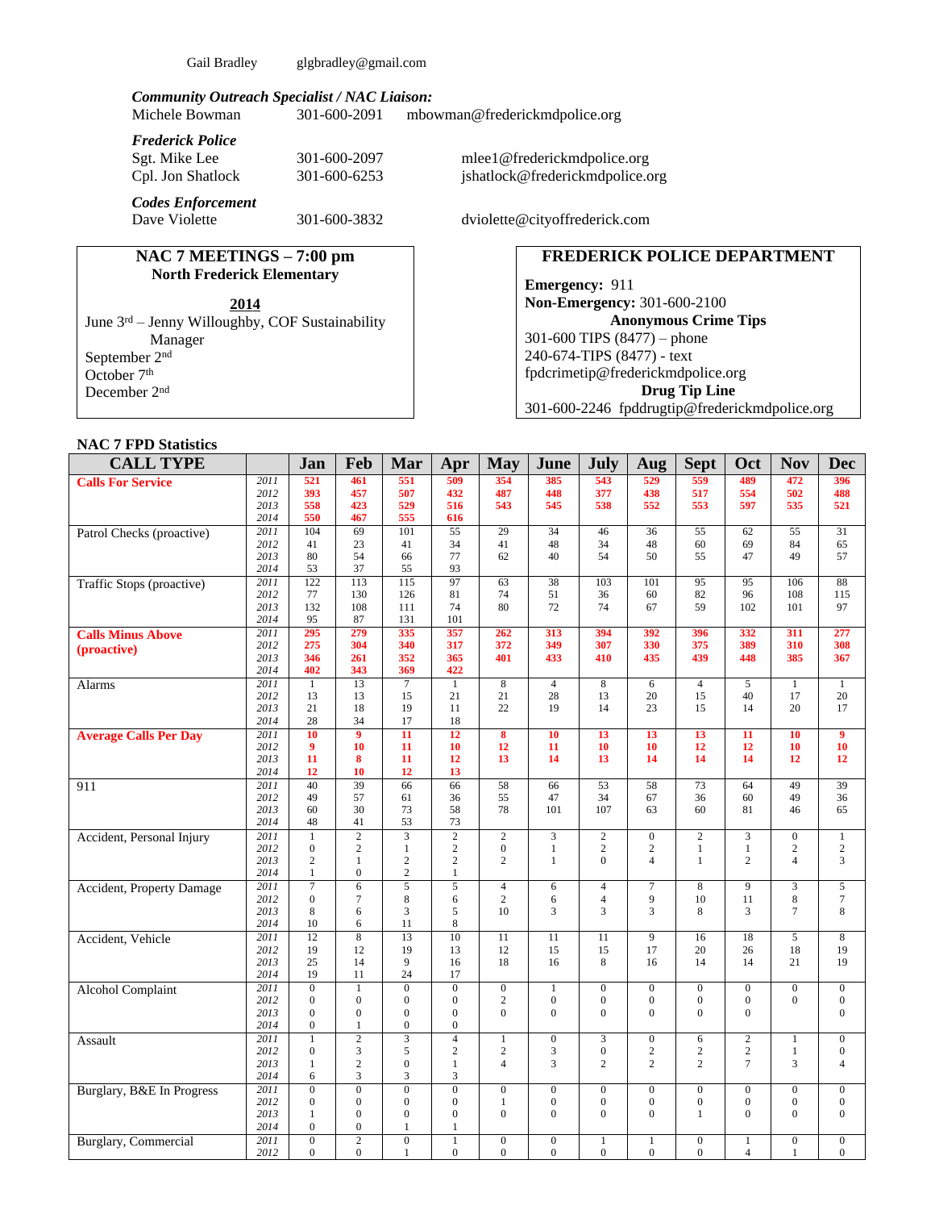Gail Bradley glgbradley@gmail.com

***Community Outreach Specialist / NAC Liaison:***

Michele Bowman 301-600-2091 mbowman@frederickmdpolice.org

***Frederick Police***

Sgt. Mike Lee 301-600-2097 mlee1@frederickmdpolice.org

Cpl. Jon Shatlock 301-600-6253 jshatlock@frederickmdpolice.org

***Codes Enforcement***

Dave Violette 301-600-3832 dviolette@cityoffrederick.com

**NAC 7 MEETINGS – 7:00 pm**
**North Frederick Elementary**

**2014**

June 3rd – Jenny Willoughby, COF Sustainability Manager
September 2nd
October 7th
December 2nd

**FREDERICK POLICE DEPARTMENT**

**Emergency:** 911
**Non-Emergency:** 301-600-2100

**Anonymous Crime Tips**
301-600 TIPS (8477) – phone
240-674-TIPS (8477) - text
fpdcrimetip@frederickmdpolice.org

**Drug Tip Line**
301-600-2246 fpddrugtip@frederickmdpolice.org

**NAC 7 FPD Statistics**

| CALL TYPE | | Jan | Feb | Mar | Apr | May | June | July | Aug | Sept | Oct | Nov | Dec |
|---|---|---|---|---|---|---|---|---|---|---|---|---|---|
| **Calls For Service** | 2011 | 521 | 461 | 551 | 509 | 354 | 385 | 543 | 529 | 559 | 489 | 472 | 396 |
| | 2012 | 393 | 457 | 507 | 432 | 487 | 448 | 377 | 438 | 517 | 554 | 502 | 488 |
| | 2013 | 558 | 423 | 529 | 516 | 543 | 545 | 538 | 552 | 553 | 597 | 535 | 521 |
| | 2014 | 550 | 467 | 555 | 616 | | | | | | | | |
| Patrol Checks (proactive) | 2011 | 104 | 69 | 101 | 55 | 29 | 34 | 46 | 36 | 55 | 62 | 55 | 31 |
| | 2012 | 41 | 23 | 41 | 34 | 41 | 48 | 34 | 48 | 60 | 69 | 84 | 65 |
| | 2013 | 80 | 54 | 66 | 77 | 62 | 40 | 54 | 50 | 55 | 47 | 49 | 57 |
| | 2014 | 53 | 37 | 55 | 93 | | | | | | | | |
| Traffic Stops (proactive) | 2011 | 122 | 113 | 115 | 97 | 63 | 38 | 103 | 101 | 95 | 95 | 106 | 88 |
| | 2012 | 77 | 130 | 126 | 81 | 74 | 51 | 36 | 60 | 82 | 96 | 108 | 115 |
| | 2013 | 132 | 108 | 111 | 74 | 80 | 72 | 74 | 67 | 59 | 102 | 101 | 97 |
| | 2014 | 95 | 87 | 131 | 101 | | | | | | | | |
| **Calls Minus Above (proactive)** | 2011 | 295 | 279 | 335 | 357 | 262 | 313 | 394 | 392 | 396 | 332 | 311 | 277 |
| | 2012 | 275 | 304 | 340 | 317 | 372 | 349 | 307 | 330 | 375 | 389 | 310 | 308 |
| | 2013 | 346 | 261 | 352 | 365 | 401 | 433 | 410 | 435 | 439 | 448 | 385 | 367 |
| | 2014 | 402 | 343 | 369 | 422 | | | | | | | | |
| Alarms | 2011 | 1 | 13 | 7 | 1 | 8 | 4 | 8 | 6 | 4 | 5 | 1 | 1 |
| | 2012 | 13 | 13 | 15 | 21 | 21 | 28 | 13 | 20 | 15 | 40 | 17 | 20 |
| | 2013 | 21 | 18 | 19 | 11 | 22 | 19 | 14 | 23 | 15 | 14 | 20 | 17 |
| | 2014 | 28 | 34 | 17 | 18 | | | | | | | | |
| **Average Calls Per Day** | 2011 | 10 | 9 | 11 | 12 | 8 | 10 | 13 | 13 | 13 | 11 | 10 | 9 |
| | 2012 | 9 | 10 | 11 | 10 | 12 | 11 | 10 | 10 | 12 | 12 | 10 | 10 |
| | 2013 | 11 | 8 | 11 | 12 | 13 | 14 | 13 | 14 | 14 | 14 | 12 | 12 |
| | 2014 | 12 | 10 | 12 | 13 | | | | | | | | |
| 911 | 2011 | 40 | 39 | 66 | 66 | 58 | 66 | 53 | 58 | 73 | 64 | 49 | 39 |
| | 2012 | 49 | 57 | 61 | 36 | 55 | 47 | 34 | 67 | 36 | 60 | 49 | 36 |
| | 2013 | 60 | 30 | 73 | 58 | 78 | 101 | 107 | 63 | 60 | 81 | 46 | 65 |
| | 2014 | 48 | 41 | 53 | 73 | | | | | | | | |
| Accident, Personal Injury | 2011 | 1 | 2 | 3 | 2 | 2 | 3 | 2 | 0 | 2 | 3 | 0 | 1 |
| | 2012 | 0 | 2 | 1 | 2 | 0 | 1 | 2 | 2 | 1 | 1 | 2 | 2 |
| | 2013 | 2 | 1 | 2 | 2 | 2 | 1 | 0 | 4 | 1 | 2 | 4 | 3 |
| | 2014 | 1 | 0 | 2 | 1 | | | | | | | | |
| Accident, Property Damage | 2011 | 7 | 6 | 5 | 5 | 4 | 6 | 4 | 7 | 8 | 9 | 3 | 5 |
| | 2012 | 0 | 7 | 8 | 6 | 2 | 6 | 4 | 9 | 10 | 11 | 8 | 7 |
| | 2013 | 8 | 6 | 3 | 5 | 10 | 3 | 3 | 3 | 8 | 3 | 7 | 8 |
| | 2014 | 10 | 6 | 11 | 8 | | | | | | | | |
| Accident, Vehicle | 2011 | 12 | 8 | 13 | 10 | 11 | 11 | 11 | 9 | 16 | 18 | 5 | 8 |
| | 2012 | 19 | 12 | 19 | 13 | 12 | 15 | 15 | 17 | 20 | 26 | 18 | 19 |
| | 2013 | 25 | 14 | 9 | 16 | 18 | 16 | 8 | 16 | 14 | 14 | 21 | 19 |
| | 2014 | 19 | 11 | 24 | 17 | | | | | | | | |
| Alcohol Complaint | 2011 | 0 | 1 | 0 | 0 | 0 | 1 | 0 | 0 | 0 | 0 | 0 | 0 |
| | 2012 | 0 | 0 | 0 | 0 | 2 | 0 | 0 | 0 | 0 | 0 | 0 | 0 |
| | 2013 | 0 | 0 | 0 | 0 | 0 | 0 | 0 | 0 | 0 | 0 | | 0 |
| | 2014 | 0 | 1 | 0 | 0 | | | | | | | | |
| Assault | 2011 | 1 | 2 | 3 | 4 | 1 | 0 | 3 | 0 | 6 | 2 | 1 | 0 |
| | 2012 | 0 | 3 | 5 | 2 | 2 | 3 | 0 | 2 | 2 | 2 | 1 | 0 |
| | 2013 | 1 | 2 | 0 | 1 | 4 | 3 | 2 | 2 | 2 | 7 | 3 | 4 |
| | 2014 | 6 | 3 | 3 | 3 | | | | | | | | |
| Burglary, B&E In Progress | 2011 | 0 | 0 | 0 | 0 | 0 | 0 | 0 | 0 | 0 | 0 | 0 | 0 |
| | 2012 | 0 | 0 | 0 | 0 | 1 | 0 | 0 | 0 | 0 | 0 | 0 | 0 |
| | 2013 | 1 | 0 | 0 | 0 | 0 | 0 | 0 | 0 | 1 | 0 | 0 | 0 |
| | 2014 | 0 | 0 | 1 | 1 | | | | | | | | |
| Burglary, Commercial | 2011 | 0 | 2 | 0 | 1 | 0 | 0 | 1 | 1 | 0 | 1 | 0 | 0 |
| | 2012 | 0 | 0 | 1 | 0 | 0 | 0 | 0 | 0 | 0 | 4 | 1 | 0 |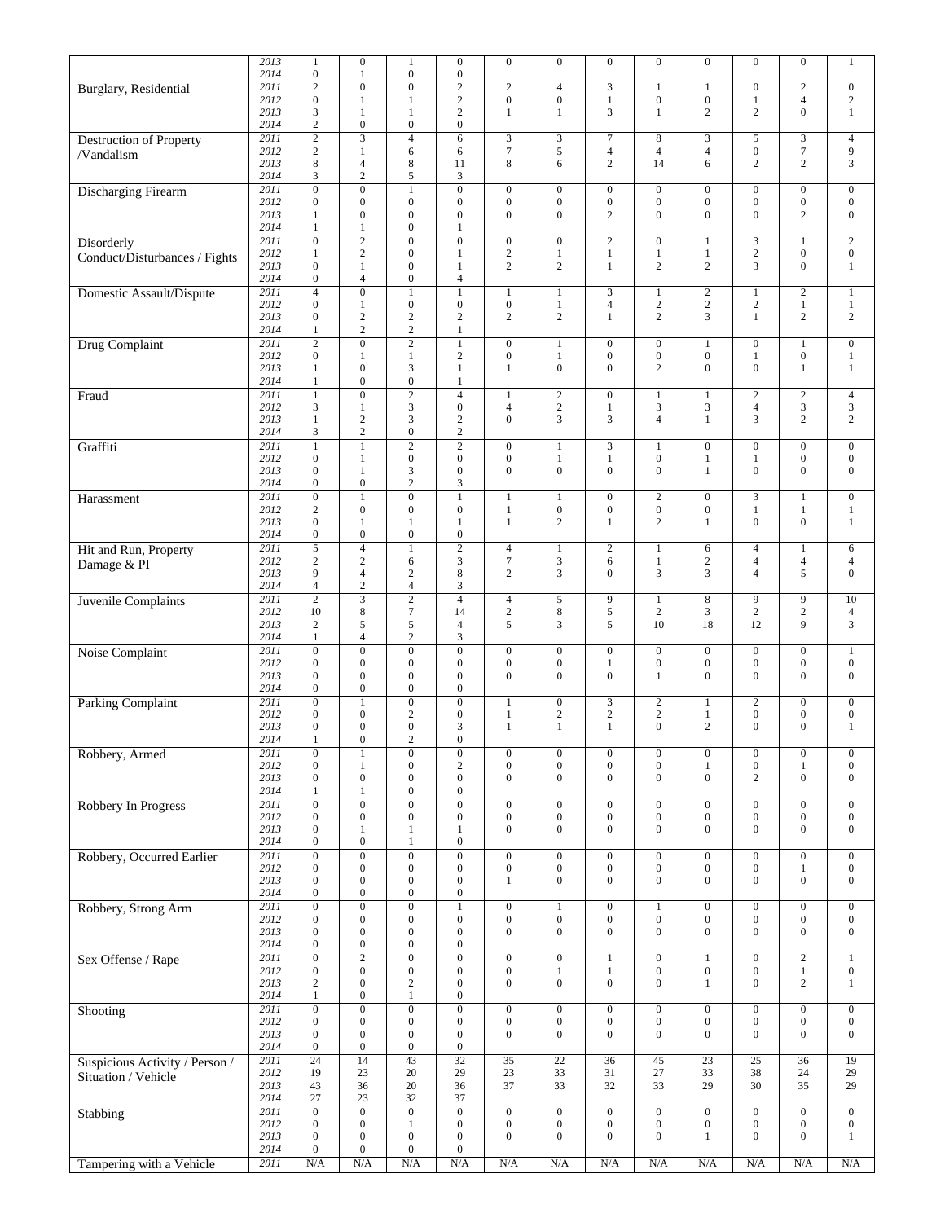| | | | | | | | | | | | | | |
|---|---|---|---|---|---|---|---|---|---|---|---|---|---|
| | 2013 | 1 | 0 | 1 | 0 | 0 | 0 | 0 | 0 | 0 | 0 | 0 | 1 |
| | 2014 | 0 | 1 | 0 | 0 | | | | | | | | |
| Burglary, Residential | 2011 | 2 | 0 | 0 | 2 | 2 | 4 | 3 | 1 | 1 | 0 | 2 | 0 |
| | 2012 | 0 | 1 | 1 | 2 | 0 | 0 | 1 | 0 | 0 | 1 | 4 | 2 |
| | 2013 | 3 | 1 | 1 | 2 | 1 | 1 | 3 | 1 | 2 | 2 | 0 | 1 |
| | 2014 | 2 | 0 | 0 | 0 | | | | | | | | |
| Destruction of Property /Vandalism | 2011 | 2 | 3 | 4 | 6 | 3 | 3 | 7 | 8 | 3 | 5 | 3 | 4 |
| | 2012 | 2 | 1 | 6 | 6 | 7 | 5 | 4 | 4 | 4 | 0 | 7 | 9 |
| | 2013 | 8 | 4 | 8 | 11 | 8 | 6 | 2 | 14 | 6 | 2 | 2 | 3 |
| | 2014 | 3 | 2 | 5 | 3 | | | | | | | | |
| Discharging Firearm | 2011 | 0 | 0 | 1 | 0 | 0 | 0 | 0 | 0 | 0 | 0 | 0 | 0 |
| | 2012 | 0 | 0 | 0 | 0 | 0 | 0 | 0 | 0 | 0 | 0 | 0 | 0 |
| | 2013 | 1 | 0 | 0 | 0 | 0 | 0 | 2 | 0 | 0 | 0 | 2 | 0 |
| | 2014 | 1 | 1 | 0 | 1 | | | | | | | | |
| Disorderly Conduct/Disturbances / Fights | 2011 | 0 | 2 | 0 | 0 | 0 | 0 | 2 | 0 | 1 | 3 | 1 | 2 |
| | 2012 | 1 | 2 | 0 | 1 | 2 | 1 | 1 | 1 | 1 | 2 | 0 | 0 |
| | 2013 | 0 | 1 | 0 | 1 | 2 | 2 | 1 | 2 | 2 | 3 | 0 | 1 |
| | 2014 | 0 | 4 | 0 | 4 | | | | | | | | |
| Domestic Assault/Dispute | 2011 | 4 | 0 | 1 | 1 | 1 | 1 | 3 | 1 | 2 | 1 | 2 | 1 |
| | 2012 | 0 | 1 | 0 | 0 | 0 | 1 | 4 | 2 | 2 | 2 | 1 | 1 |
| | 2013 | 0 | 2 | 2 | 2 | 2 | 2 | 1 | 2 | 3 | 1 | 2 | 2 |
| | 2014 | 1 | 2 | 2 | 1 | | | | | | | | |
| Drug Complaint | 2011 | 2 | 0 | 2 | 1 | 0 | 1 | 0 | 0 | 1 | 0 | 1 | 0 |
| | 2012 | 0 | 1 | 1 | 2 | 0 | 1 | 0 | 0 | 0 | 1 | 0 | 1 |
| | 2013 | 1 | 0 | 3 | 1 | 1 | 0 | 0 | 2 | 0 | 0 | 1 | 1 |
| | 2014 | 1 | 0 | 0 | 1 | | | | | | | | |
| Fraud | 2011 | 1 | 0 | 2 | 4 | 1 | 2 | 0 | 1 | 1 | 2 | 2 | 4 |
| | 2012 | 3 | 1 | 3 | 0 | 4 | 2 | 1 | 3 | 3 | 4 | 3 | 3 |
| | 2013 | 1 | 2 | 3 | 2 | 0 | 3 | 3 | 4 | 1 | 3 | 2 | 2 |
| | 2014 | 3 | 2 | 0 | 2 | | | | | | | | |
| Graffiti | 2011 | 1 | 1 | 2 | 2 | 0 | 1 | 3 | 1 | 0 | 0 | 0 | 0 |
| | 2012 | 0 | 1 | 0 | 0 | 0 | 1 | 1 | 0 | 1 | 1 | 0 | 0 |
| | 2013 | 0 | 1 | 3 | 0 | 0 | 0 | 0 | 0 | 1 | 0 | 0 | 0 |
| | 2014 | 0 | 0 | 2 | 3 | | | | | | | | |
| Harassment | 2011 | 0 | 1 | 0 | 1 | 1 | 1 | 0 | 2 | 0 | 3 | 1 | 0 |
| | 2012 | 2 | 0 | 0 | 0 | 1 | 0 | 0 | 0 | 0 | 1 | 1 | 1 |
| | 2013 | 0 | 1 | 1 | 1 | 1 | 2 | 1 | 2 | 1 | 0 | 0 | 1 |
| | 2014 | 0 | 0 | 0 | 0 | | | | | | | | |
| Hit and Run, Property Damage & PI | 2011 | 5 | 4 | 1 | 2 | 4 | 1 | 2 | 1 | 6 | 4 | 1 | 6 |
| | 2012 | 2 | 2 | 6 | 3 | 7 | 3 | 6 | 1 | 2 | 4 | 4 | 4 |
| | 2013 | 9 | 4 | 2 | 8 | 2 | 3 | 0 | 3 | 3 | 4 | 5 | 0 |
| | 2014 | 4 | 2 | 4 | 3 | | | | | | | | |
| Juvenile Complaints | 2011 | 2 | 3 | 2 | 4 | 4 | 5 | 9 | 1 | 8 | 9 | 9 | 10 |
| | 2012 | 10 | 8 | 7 | 14 | 2 | 8 | 5 | 2 | 3 | 2 | 2 | 4 |
| | 2013 | 2 | 5 | 5 | 4 | 5 | 3 | 5 | 10 | 18 | 12 | 9 | 3 |
| | 2014 | 1 | 4 | 2 | 3 | | | | | | | | |
| Noise Complaint | 2011 | 0 | 0 | 0 | 0 | 0 | 0 | 0 | 0 | 0 | 0 | 0 | 1 |
| | 2012 | 0 | 0 | 0 | 0 | 0 | 0 | 1 | 0 | 0 | 0 | 0 | 0 |
| | 2013 | 0 | 0 | 0 | 0 | 0 | 0 | 0 | 1 | 0 | 0 | 0 | 0 |
| | 2014 | 0 | 0 | 0 | 0 | | | | | | | | |
| Parking Complaint | 2011 | 0 | 1 | 0 | 0 | 1 | 0 | 3 | 2 | 1 | 2 | 0 | 0 |
| | 2012 | 0 | 0 | 2 | 0 | 1 | 2 | 2 | 2 | 1 | 0 | 0 | 0 |
| | 2013 | 0 | 0 | 0 | 3 | 1 | 1 | 1 | 0 | 2 | 0 | 0 | 1 |
| | 2014 | 1 | 0 | 2 | 0 | | | | | | | | |
| Robbery, Armed | 2011 | 0 | 1 | 0 | 0 | 0 | 0 | 0 | 0 | 0 | 0 | 0 | 0 |
| | 2012 | 0 | 1 | 0 | 2 | 0 | 0 | 0 | 0 | 1 | 0 | 1 | 0 |
| | 2013 | 0 | 0 | 0 | 0 | 0 | 0 | 0 | 0 | 0 | 2 | 0 | 0 |
| | 2014 | 1 | 1 | 0 | 0 | | | | | | | | |
| Robbery In Progress | 2011 | 0 | 0 | 0 | 0 | 0 | 0 | 0 | 0 | 0 | 0 | 0 | 0 |
| | 2012 | 0 | 0 | 0 | 0 | 0 | 0 | 0 | 0 | 0 | 0 | 0 | 0 |
| | 2013 | 0 | 1 | 1 | 1 | 0 | 0 | 0 | 0 | 0 | 0 | 0 | 0 |
| | 2014 | 0 | 0 | 1 | 0 | | | | | | | | |
| Robbery, Occurred Earlier | 2011 | 0 | 0 | 0 | 0 | 0 | 0 | 0 | 0 | 0 | 0 | 0 | 0 |
| | 2012 | 0 | 0 | 0 | 0 | 0 | 0 | 0 | 0 | 0 | 0 | 1 | 0 |
| | 2013 | 0 | 0 | 0 | 0 | 1 | 0 | 0 | 0 | 0 | 0 | 0 | 0 |
| | 2014 | 0 | 0 | 0 | 0 | | | | | | | | |
| Robbery, Strong Arm | 2011 | 0 | 0 | 0 | 1 | 0 | 1 | 0 | 1 | 0 | 0 | 0 | 0 |
| | 2012 | 0 | 0 | 0 | 0 | 0 | 0 | 0 | 0 | 0 | 0 | 0 | 0 |
| | 2013 | 0 | 0 | 0 | 0 | 0 | 0 | 0 | 0 | 0 | 0 | 0 | 0 |
| | 2014 | 0 | 0 | 0 | 0 | | | | | | | | |
| Sex Offense / Rape | 2011 | 0 | 2 | 0 | 0 | 0 | 0 | 1 | 0 | 1 | 0 | 2 | 1 |
| | 2012 | 0 | 0 | 0 | 0 | 0 | 1 | 1 | 0 | 0 | 0 | 1 | 0 |
| | 2013 | 2 | 0 | 2 | 0 | 0 | 0 | 0 | 0 | 1 | 0 | 2 | 1 |
| | 2014 | 1 | 0 | 1 | 0 | | | | | | | | |
| Shooting | 2011 | 0 | 0 | 0 | 0 | 0 | 0 | 0 | 0 | 0 | 0 | 0 | 0 |
| | 2012 | 0 | 0 | 0 | 0 | 0 | 0 | 0 | 0 | 0 | 0 | 0 | 0 |
| | 2013 | 0 | 0 | 0 | 0 | 0 | 0 | 0 | 0 | 0 | 0 | 0 | 0 |
| | 2014 | 0 | 0 | 0 | 0 | | | | | | | | |
| Suspicious Activity / Person / Situation / Vehicle | 2011 | 24 | 14 | 43 | 32 | 35 | 22 | 36 | 45 | 23 | 25 | 36 | 19 |
| | 2012 | 19 | 23 | 20 | 29 | 23 | 33 | 31 | 27 | 33 | 38 | 24 | 29 |
| | 2013 | 43 | 36 | 20 | 36 | 37 | 33 | 32 | 33 | 29 | 30 | 35 | 29 |
| | 2014 | 27 | 23 | 32 | 37 | | | | | | | | |
| Stabbing | 2011 | 0 | 0 | 0 | 0 | 0 | 0 | 0 | 0 | 0 | 0 | 0 | 0 |
| | 2012 | 0 | 0 | 1 | 0 | 0 | 0 | 0 | 0 | 0 | 0 | 0 | 0 |
| | 2013 | 0 | 0 | 0 | 0 | 0 | 0 | 0 | 0 | 1 | 0 | 0 | 1 |
| | 2014 | 0 | 0 | 0 | 0 | | | | | | | | |
| Tampering with a Vehicle | 2011 | N/A | N/A | N/A | N/A | N/A | N/A | N/A | N/A | N/A | N/A | N/A | N/A |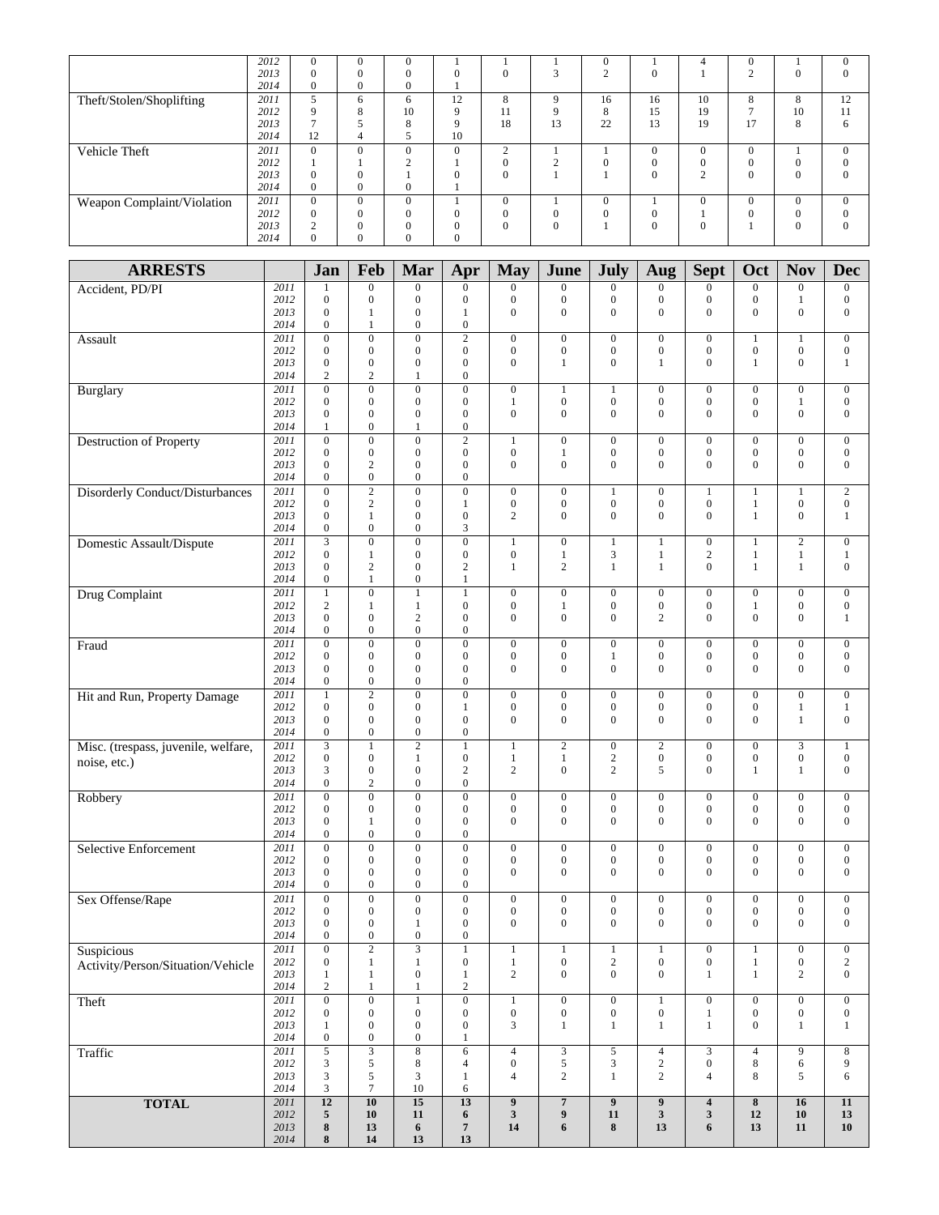| | | | | | | | | | | | | | |
|---|---|---|---|---|---|---|---|---|---|---|---|---|---|
| | 2012 | 0 | 0 | 0 | 1 | 1 | 1 | 0 | 1 | 4 | 0 | 1 | 0 |
| | 2013 | 0 | 0 | 0 | 0 | 0 | 3 | 2 | 0 | 1 | 2 | 0 | 0 |
| | 2014 | 0 | 0 | 0 | 1 | | | | | | | | |
| Theft/Stolen/Shoplifting | 2011 | 5 | 6 | 6 | 12 | 8 | 9 | 16 | 16 | 10 | 8 | 8 | 12 |
| | 2012 | 9 | 8 | 10 | 9 | 11 | 9 | 8 | 15 | 19 | 7 | 10 | 11 |
| | 2013 | 7 | 5 | 8 | 9 | 18 | 13 | 22 | 13 | 19 | 17 | 8 | 6 |
| | 2014 | 12 | 4 | 5 | 10 | | | | | | | | |
| Vehicle Theft | 2011 | 0 | 0 | 0 | 0 | 2 | 1 | 1 | 0 | 0 | 0 | 1 | 0 |
| | 2012 | 1 | 1 | 2 | 1 | 0 | 2 | 0 | 0 | 0 | 0 | 0 | 0 |
| | 2013 | 0 | 0 | 1 | 0 | 0 | 1 | 1 | 0 | 2 | 0 | 0 | 0 |
| | 2014 | 0 | 0 | 0 | 1 | | | | | | | | |
| Weapon Complaint/Violation | 2011 | 0 | 0 | 0 | 1 | 0 | 1 | 0 | 1 | 0 | 0 | 0 | 0 |
| | 2012 | 0 | 0 | 0 | 0 | 0 | 0 | 0 | 0 | 1 | 0 | 0 | 0 |
| | 2013 | 2 | 0 | 0 | 0 | 0 | 0 | 1 | 0 | 0 | 1 | 0 | 0 |
| | 2014 | 0 | 0 | 0 | 0 | | | | | | | | |

| ARRESTS | | Jan | Feb | Mar | Apr | May | June | July | Aug | Sept | Oct | Nov | Dec |
|---|---|---|---|---|---|---|---|---|---|---|---|---|---|
| Accident, PD/PI | 2011 | 1 | 0 | 0 | 0 | 0 | 0 | 0 | 0 | 0 | 0 | 0 | 0 |
| | 2012 | 0 | 0 | 0 | 0 | 0 | 0 | 0 | 0 | 0 | 0 | 1 | 0 |
| | 2013 | 0 | 1 | 0 | 1 | 0 | 0 | 0 | 0 | 0 | 0 | 0 | 0 |
| | 2014 | 0 | 1 | 0 | 0 | | | | | | | | |
| Assault | 2011 | 0 | 0 | 0 | 2 | 0 | 0 | 0 | 0 | 0 | 1 | 1 | 0 |
| | 2012 | 0 | 0 | 0 | 0 | 0 | 0 | 0 | 0 | 0 | 0 | 0 | 0 |
| | 2013 | 0 | 0 | 0 | 0 | 0 | 1 | 0 | 1 | 0 | 1 | 0 | 1 |
| | 2014 | 2 | 2 | 1 | 0 | | | | | | | | |
| Burglary | 2011 | 0 | 0 | 0 | 0 | 0 | 1 | 1 | 0 | 0 | 0 | 0 | 0 |
| | 2012 | 0 | 0 | 0 | 0 | 1 | 0 | 0 | 0 | 0 | 0 | 1 | 0 |
| | 2013 | 0 | 0 | 0 | 0 | 0 | 0 | 0 | 0 | 0 | 0 | 0 | 0 |
| | 2014 | 1 | 0 | 1 | 0 | | | | | | | | |
| Destruction of Property | 2011 | 0 | 0 | 0 | 2 | 1 | 0 | 0 | 0 | 0 | 0 | 0 | 0 |
| | 2012 | 0 | 0 | 0 | 0 | 0 | 1 | 0 | 0 | 0 | 0 | 0 | 0 |
| | 2013 | 0 | 2 | 0 | 0 | 0 | 0 | 0 | 0 | 0 | 0 | 0 | 0 |
| | 2014 | 0 | 0 | 0 | 0 | | | | | | | | |
| Disorderly Conduct/Disturbances | 2011 | 0 | 2 | 0 | 0 | 0 | 0 | 1 | 0 | 1 | 1 | 1 | 2 |
| | 2012 | 0 | 2 | 0 | 1 | 0 | 0 | 0 | 0 | 0 | 1 | 0 | 0 |
| | 2013 | 0 | 1 | 0 | 0 | 2 | 0 | 0 | 0 | 0 | 1 | 0 | 1 |
| | 2014 | 0 | 0 | 0 | 3 | | | | | | | | |
| Domestic Assault/Dispute | 2011 | 3 | 0 | 0 | 0 | 1 | 0 | 1 | 1 | 0 | 1 | 2 | 0 |
| | 2012 | 0 | 1 | 0 | 0 | 0 | 1 | 3 | 1 | 2 | 1 | 1 | 1 |
| | 2013 | 0 | 2 | 0 | 2 | 1 | 2 | 1 | 1 | 0 | 1 | 1 | 0 |
| | 2014 | 0 | 1 | 0 | 1 | | | | | | | | |
| Drug Complaint | 2011 | 1 | 0 | 1 | 1 | 0 | 0 | 0 | 0 | 0 | 0 | 0 | 0 |
| | 2012 | 2 | 1 | 1 | 0 | 0 | 1 | 0 | 0 | 0 | 1 | 0 | 0 |
| | 2013 | 0 | 0 | 2 | 0 | 0 | 0 | 0 | 2 | 0 | 0 | 0 | 1 |
| | 2014 | 0 | 0 | 0 | 0 | | | | | | | | |
| Fraud | 2011 | 0 | 0 | 0 | 0 | 0 | 0 | 0 | 0 | 0 | 0 | 0 | 0 |
| | 2012 | 0 | 0 | 0 | 0 | 0 | 0 | 1 | 0 | 0 | 0 | 0 | 0 |
| | 2013 | 0 | 0 | 0 | 0 | 0 | 0 | 0 | 0 | 0 | 0 | 0 | 0 |
| | 2014 | 0 | 0 | 0 | 0 | | | | | | | | |
| Hit and Run, Property Damage | 2011 | 1 | 2 | 0 | 0 | 0 | 0 | 0 | 0 | 0 | 0 | 0 | 0 |
| | 2012 | 0 | 0 | 0 | 1 | 0 | 0 | 0 | 0 | 0 | 0 | 1 | 1 |
| | 2013 | 0 | 0 | 0 | 0 | 0 | 0 | 0 | 0 | 0 | 0 | 1 | 0 |
| | 2014 | 0 | 0 | 0 | 0 | | | | | | | | |
| Misc. (trespass, juvenile, welfare, noise, etc.) | 2011 | 3 | 1 | 2 | 1 | 1 | 2 | 0 | 2 | 0 | 0 | 3 | 1 |
| | 2012 | 0 | 0 | 1 | 0 | 1 | 1 | 2 | 0 | 0 | 0 | 0 | 0 |
| | 2013 | 3 | 0 | 0 | 2 | 2 | 0 | 2 | 5 | 0 | 1 | 1 | 0 |
| | 2014 | 0 | 2 | 0 | 0 | | | | | | | | |
| Robbery | 2011 | 0 | 0 | 0 | 0 | 0 | 0 | 0 | 0 | 0 | 0 | 0 | 0 |
| | 2012 | 0 | 0 | 0 | 0 | 0 | 0 | 0 | 0 | 0 | 0 | 0 | 0 |
| | 2013 | 0 | 1 | 0 | 0 | 0 | 0 | 0 | 0 | 0 | 0 | 0 | 0 |
| | 2014 | 0 | 0 | 0 | 0 | | | | | | | | |
| Selective Enforcement | 2011 | 0 | 0 | 0 | 0 | 0 | 0 | 0 | 0 | 0 | 0 | 0 | 0 |
| | 2012 | 0 | 0 | 0 | 0 | 0 | 0 | 0 | 0 | 0 | 0 | 0 | 0 |
| | 2013 | 0 | 0 | 0 | 0 | 0 | 0 | 0 | 0 | 0 | 0 | 0 | 0 |
| | 2014 | 0 | 0 | 0 | 0 | | | | | | | | |
| Sex Offense/Rape | 2011 | 0 | 0 | 0 | 0 | 0 | 0 | 0 | 0 | 0 | 0 | 0 | 0 |
| | 2012 | 0 | 0 | 0 | 0 | 0 | 0 | 0 | 0 | 0 | 0 | 0 | 0 |
| | 2013 | 0 | 0 | 1 | 0 | 0 | 0 | 0 | 0 | 0 | 0 | 0 | 0 |
| | 2014 | 0 | 0 | 0 | 0 | | | | | | | | |
| Suspicious Activity/Person/Situation/Vehicle | 2011 | 0 | 2 | 3 | 1 | 1 | 1 | 1 | 1 | 0 | 1 | 0 | 0 |
| | 2012 | 0 | 1 | 1 | 0 | 1 | 0 | 2 | 0 | 0 | 1 | 0 | 2 |
| | 2013 | 1 | 1 | 0 | 1 | 2 | 0 | 0 | 0 | 1 | 1 | 2 | 0 |
| | 2014 | 2 | 1 | 1 | 2 | | | | | | | | |
| Theft | 2011 | 0 | 0 | 1 | 0 | 1 | 0 | 0 | 1 | 0 | 0 | 0 | 0 |
| | 2012 | 0 | 0 | 0 | 0 | 0 | 0 | 0 | 0 | 1 | 0 | 0 | 0 |
| | 2013 | 1 | 0 | 0 | 0 | 3 | 1 | 1 | 1 | 1 | 0 | 1 | 1 |
| | 2014 | 0 | 0 | 0 | 1 | | | | | | | | |
| Traffic | 2011 | 5 | 3 | 8 | 6 | 4 | 3 | 5 | 4 | 3 | 4 | 9 | 8 |
| | 2012 | 3 | 5 | 8 | 4 | 0 | 5 | 3 | 2 | 0 | 8 | 6 | 9 |
| | 2013 | 3 | 5 | 3 | 1 | 4 | 2 | 1 | 2 | 4 | 8 | 5 | 6 |
| | 2014 | 3 | 7 | 10 | 6 | | | | | | | | |
| **TOTAL** | 2011 | **12** | **10** | **15** | **13** | **9** | **7** | **9** | **9** | **4** | **8** | **16** | **11** |
| | 2012 | **5** | **10** | **11** | **6** | **3** | **9** | **11** | **3** | **3** | **12** | **10** | **13** |
| | 2013 | **8** | **13** | **6** | **7** | **14** | **6** | **8** | **13** | **6** | **13** | **11** | **10** |
| | 2014 | **8** | **14** | **13** | **13** | | | | | | | | |